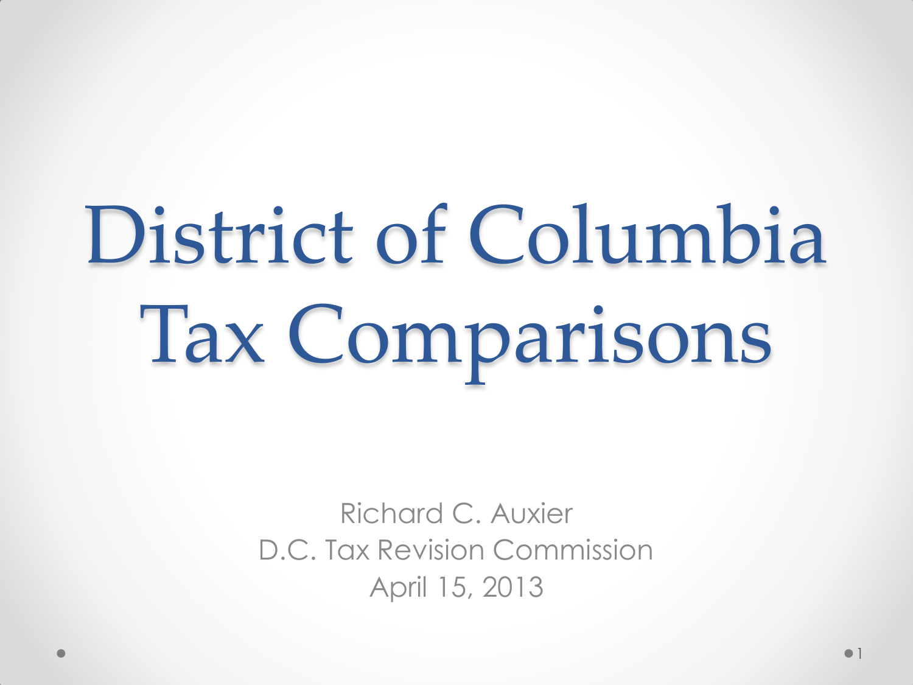# District of Columbia Tax Comparisons

Richard C. Auxier
D.C. Tax Revision Commission
April 15, 2013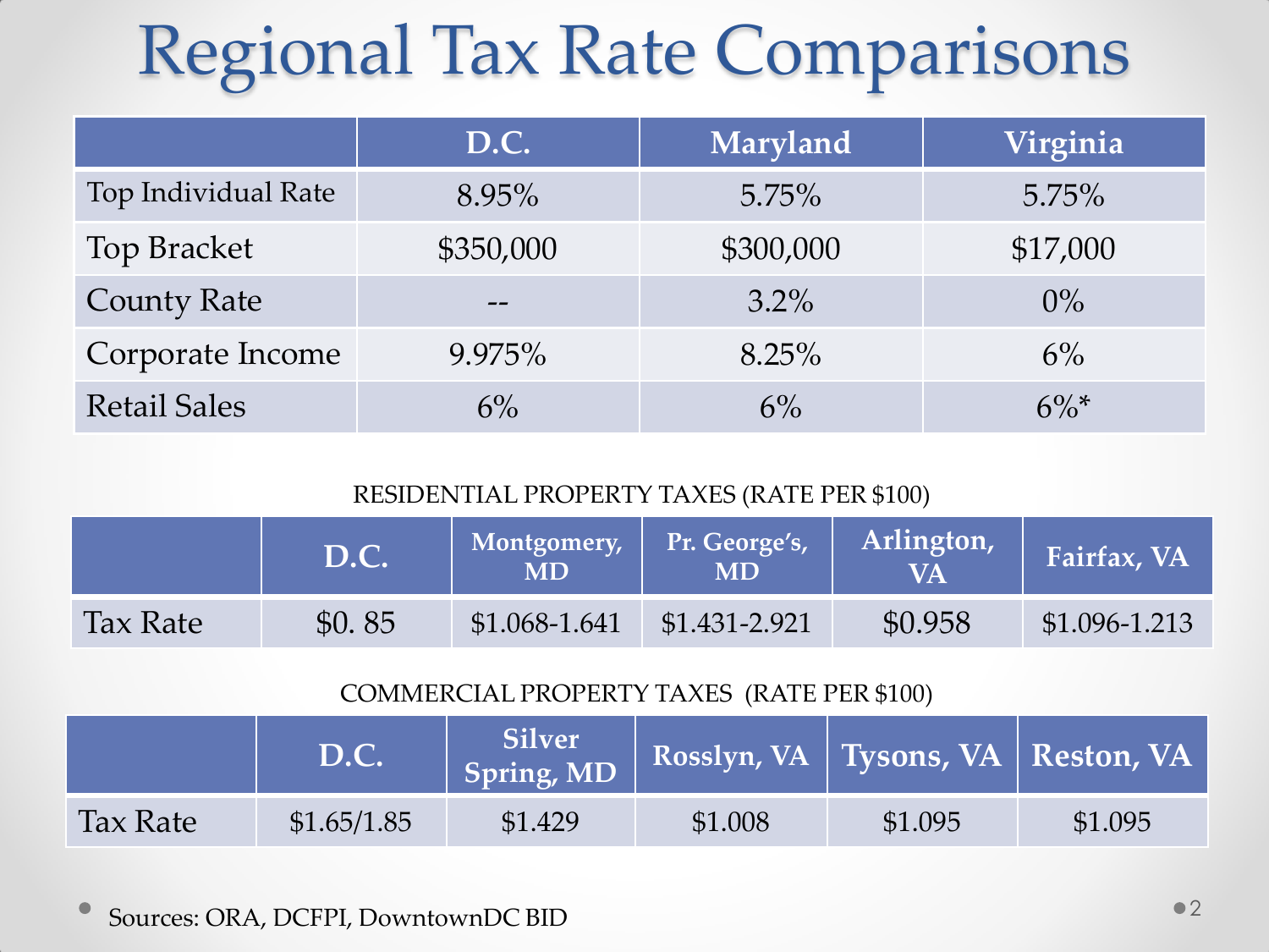# Regional Tax Rate Comparisons

| | D.C. | Maryland | Virginia |
|---|---|---|---|
| Top Individual Rate | 8.95% | 5.75% | 5.75% |
| Top Bracket | $350,000 | $300,000 | $17,000 |
| County Rate | -- | 3.2% | 0% |
| Corporate Income | 9.975% | 8.25% | 6% |
| Retail Sales | 6% | 6% | 6%* |

RESIDENTIAL PROPERTY TAXES (RATE PER $100)

| | D.C. | Montgomery, MD | Pr. George's, MD | Arlington, VA | Fairfax, VA |
|---|---|---|---|---|---|
| Tax Rate | $0. 85 | $1.068-1.641 | $1.431-2.921 | $0.958 | $1.096-1.213 |

COMMERCIAL PROPERTY TAXES (RATE PER $100)

| | D.C. | Silver Spring, MD | Rosslyn, VA | Tysons, VA | Reston, VA |
|---|---|---|---|---|---|
| Tax Rate | $1.65/1.85 | $1.429 | $1.008 | $1.095 | $1.095 |

- Sources: ORA, DCFPI, DowntownDC BID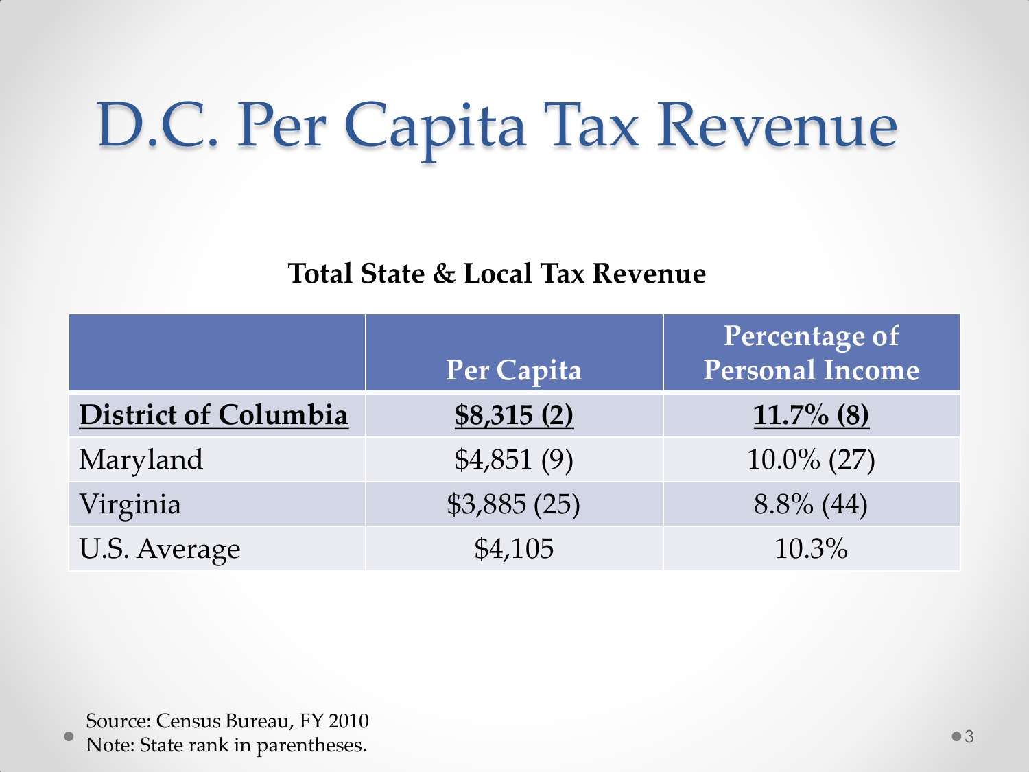# D.C. Per Capita Tax Revenue

**Total State & Local Tax Revenue**

| | Per Capita | Percentage of Personal Income |
|---|---|---|
| **District of Columbia** | **$8,315 (2)** | **11.7% (8)** |
| Maryland | $4,851 (9) | 10.0% (27) |
| Virginia | $3,885 (25) | 8.8% (44) |
| U.S. Average | $4,105 | 10.3% |

Source: Census Bureau, FY 2010
Note: State rank in parentheses.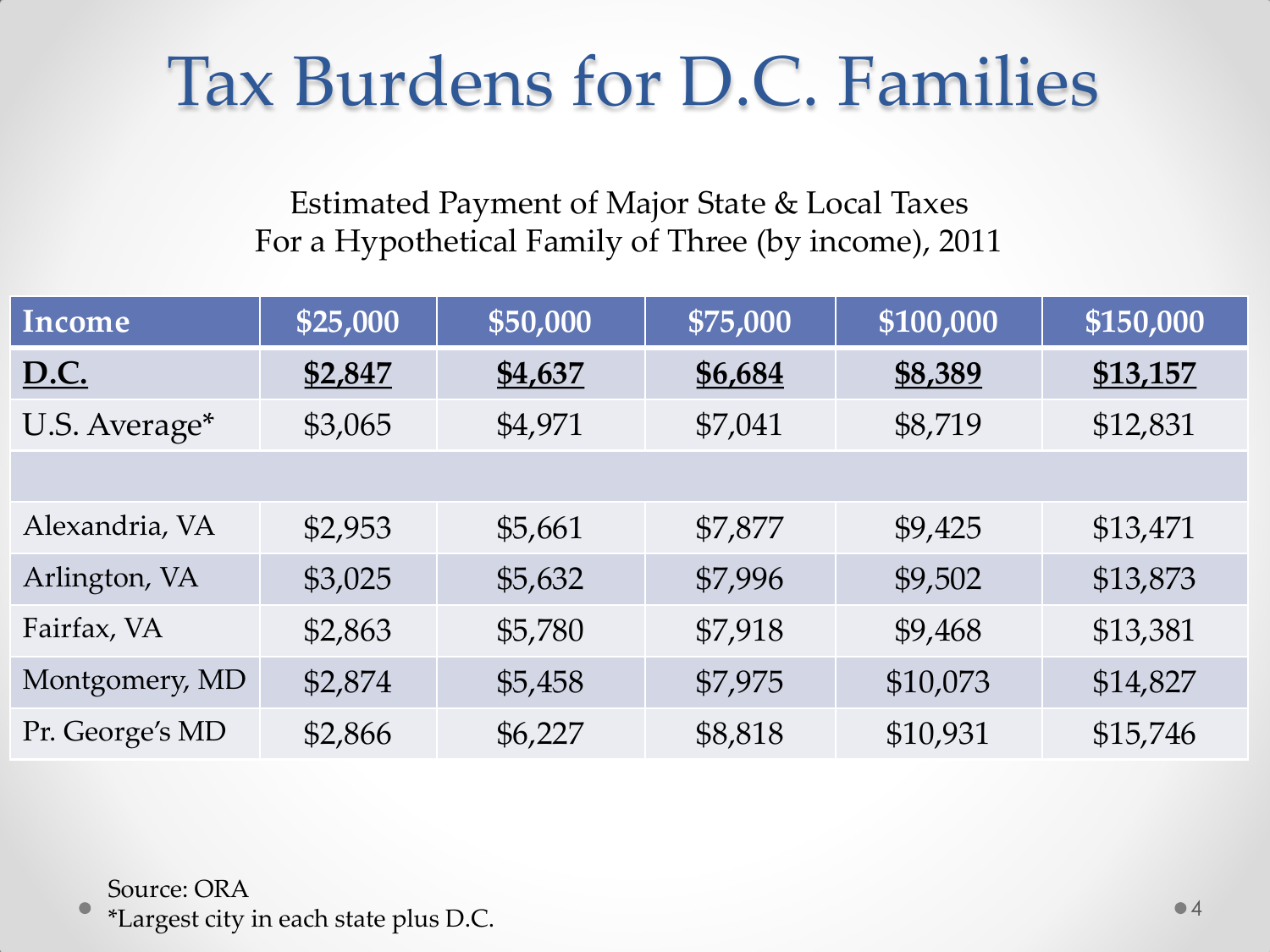# Tax Burdens for D.C. Families

Estimated Payment of Major State & Local Taxes
For a Hypothetical Family of Three (by income), 2011

| Income | $25,000 | $50,000 | $75,000 | $100,000 | $150,000 |
|---|---|---|---|---|---|
| **D.C.** | **$2,847** | **$4,637** | **$6,684** | **$8,389** | **$13,157** |
| U.S. Average* | $3,065 | $4,971 | $7,041 | $8,719 | $12,831 |
| | | | | | |
| Alexandria, VA | $2,953 | $5,661 | $7,877 | $9,425 | $13,471 |
| Arlington, VA | $3,025 | $5,632 | $7,996 | $9,502 | $13,873 |
| Fairfax, VA | $2,863 | $5,780 | $7,918 | $9,468 | $13,381 |
| Montgomery, MD | $2,874 | $5,458 | $7,975 | $10,073 | $14,827 |
| Pr. George's MD | $2,866 | $6,227 | $8,818 | $10,931 | $15,746 |

Source: ORA
*Largest city in each state plus D.C.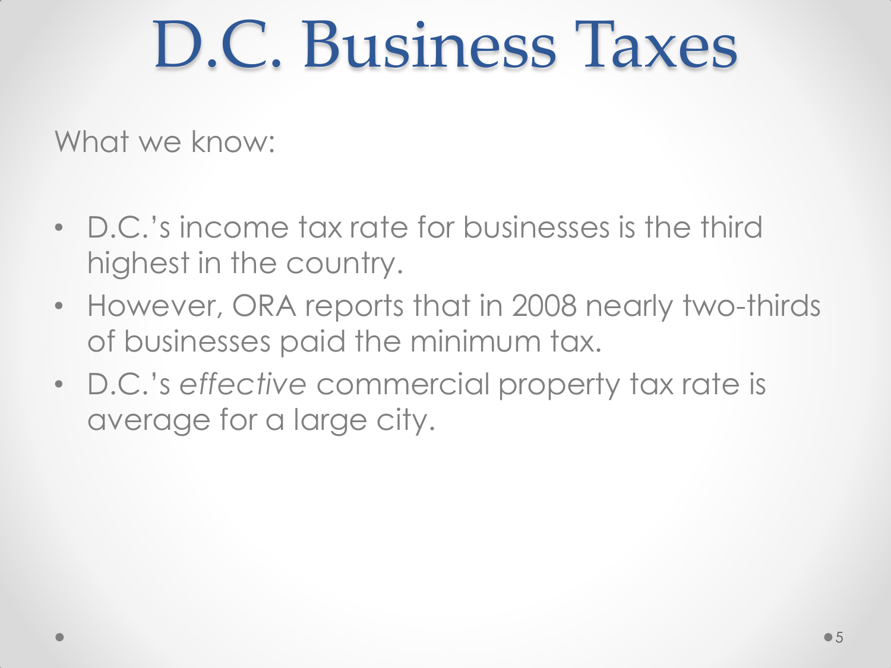# D.C. Business Taxes

What we know:

- D.C.'s income tax rate for businesses is the third highest in the country.
- However, ORA reports that in 2008 nearly two-thirds of businesses paid the minimum tax.
- D.C.'s *effective* commercial property tax rate is average for a large city.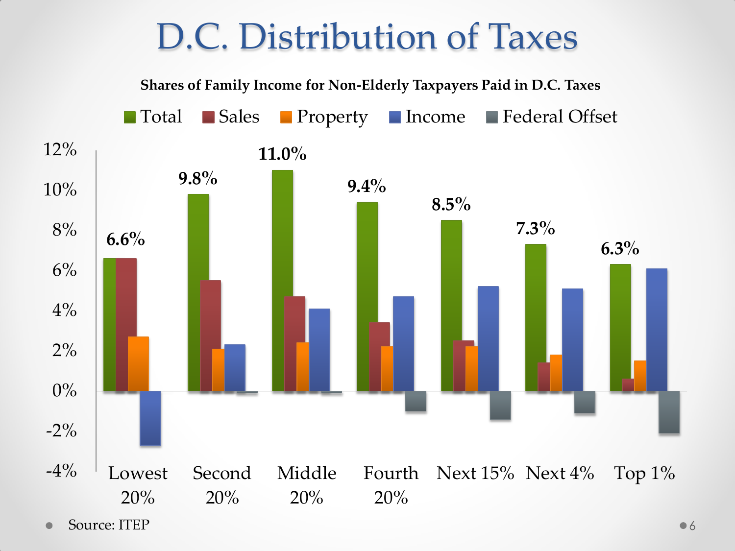# D.C. Distribution of Taxes

**Shares of Family Income for Non-Elderly Taxpayers Paid in D.C. Taxes**

Total | Sales | Property | Income | Federal Offset

| | Lowest 20% | Second 20% | Middle 20% | Fourth 20% | Next 15% | Next 4% | Top 1% |
|---|---|---|---|---|---|---|---|
| Total | 6.6% | 9.8% | 11.0% | 9.4% | 8.5% | 7.3% | 6.3% |

Source: ITEP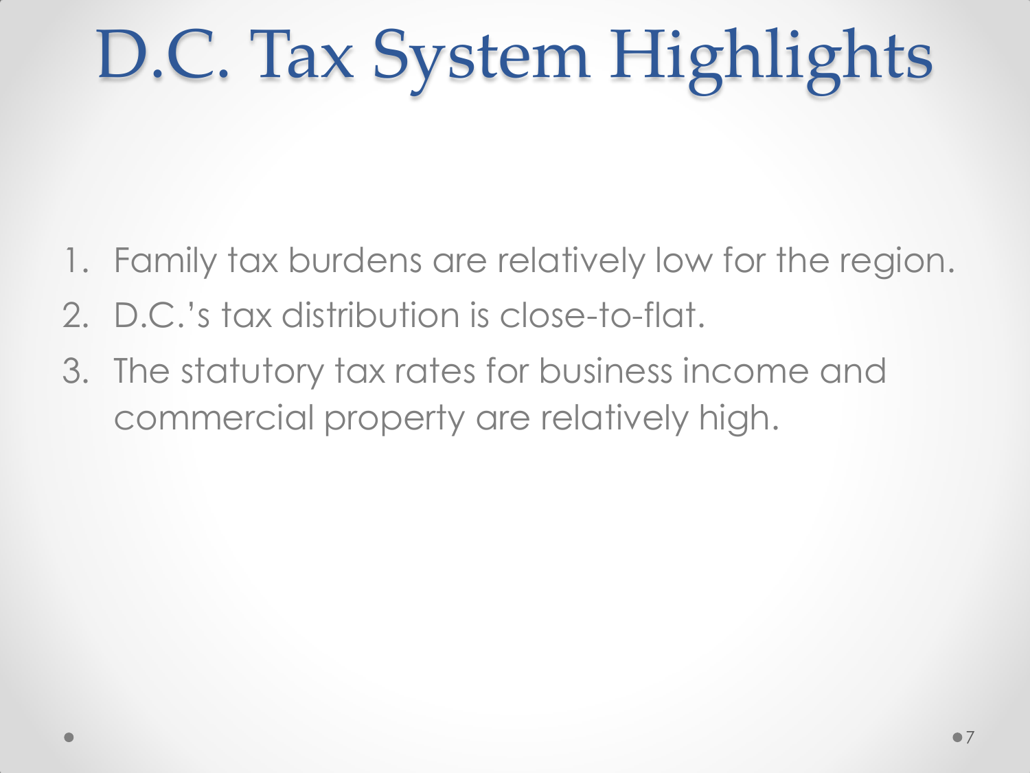# D.C. Tax System Highlights

1. Family tax burdens are relatively low for the region.
2. D.C.'s tax distribution is close-to-flat.
3. The statutory tax rates for business income and commercial property are relatively high.